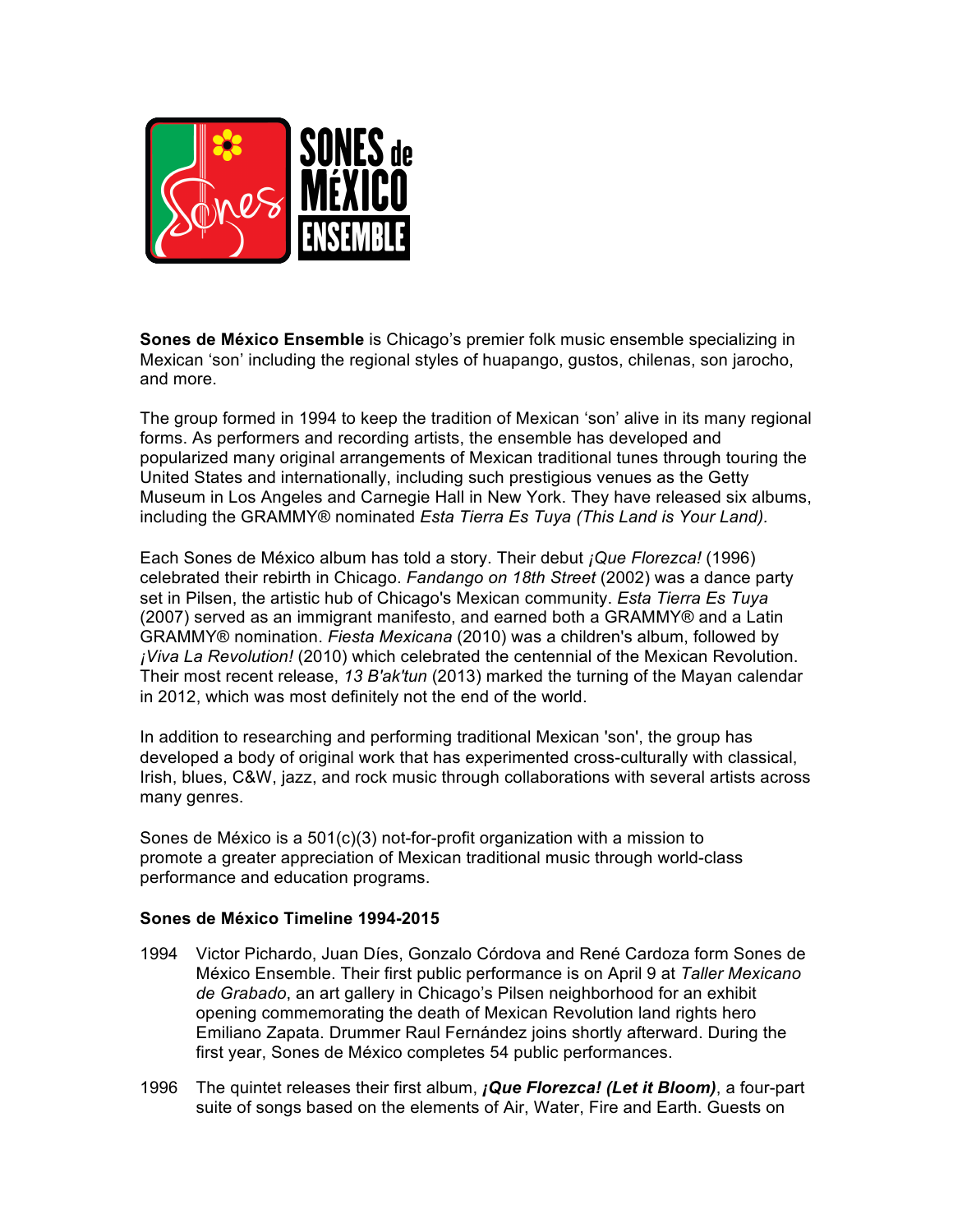**Sones de México Ensemble** is Chicago's premier folk music ensemble specializing in Mexican 'son' including the regional styles of huapango, gustos, chilenas, son jarocho, and more.

The group formed in 1994 to keep the tradition of Mexican 'son' alive in its many regional forms. As performers and recording artists, the ensemble has developed and popularized many original arrangements of Mexican traditional tunes through touring the United States and internationally, including such prestigious venues as the Getty Museum in Los Angeles and Carnegie Hall in New York. They have released six albums, including the GRAMMY® nominated *Esta Tierra Es Tuya (This Land is Your Land).*

Each Sones de México album has told a story. Their debut *¡Que Florezca!* (1996) celebrated their rebirth in Chicago. *Fandango on 18th Street* (2002) was a dance party set in Pilsen, the artistic hub of Chicago's Mexican community. *Esta Tierra Es Tuya* (2007) served as an immigrant manifesto, and earned both a GRAMMY® and a Latin GRAMMY® nomination. *Fiesta Mexicana* (2010) was a children's album, followed by *¡Viva La Revolution!* (2010) which celebrated the centennial of the Mexican Revolution. Their most recent release, *13 B'ak'tun* (2013) marked the turning of the Mayan calendar in 2012, which was most definitely not the end of the world.

In addition to researching and performing traditional Mexican 'son', the group has developed a body of original work that has experimented cross-culturally with classical, Irish, blues, C&W, jazz, and rock music through collaborations with several artists across many genres.

Sones de México is a 501(c)(3) not-for-profit organization with a mission to promote a greater appreciation of Mexican traditional music through world-class performance and education programs.

**Sones de México Timeline 1994-2015**

1994 Victor Pichardo, Juan Díes, Gonzalo Córdova and René Cardoza form Sones de México Ensemble. Their first public performance is on April 9 at *Taller Mexicano de Grabado*, an art gallery in Chicago's Pilsen neighborhood for an exhibit opening commemorating the death of Mexican Revolution land rights hero Emiliano Zapata. Drummer Raul Fernández joins shortly afterward. During the first year, Sones de México completes 54 public performances.

1996 The quintet releases their first album, ***¡Que Florezca! (Let it Bloom)***, a four-part suite of songs based on the elements of Air, Water, Fire and Earth. Guests on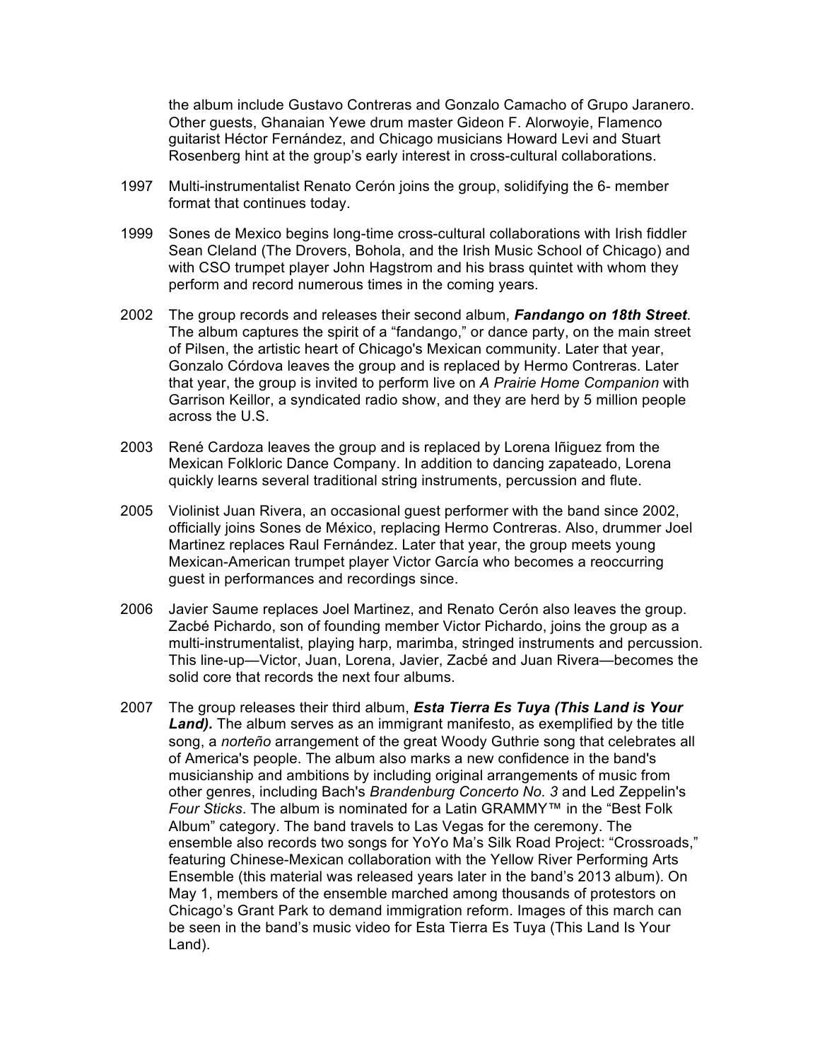the album include Gustavo Contreras and Gonzalo Camacho of Grupo Jaranero. Other guests, Ghanaian Yewe drum master Gideon F. Alorwoyie, Flamenco guitarist Héctor Fernández, and Chicago musicians Howard Levi and Stuart Rosenberg hint at the group's early interest in cross-cultural collaborations.

1997 Multi-instrumentalist Renato Cerón joins the group, solidifying the 6- member format that continues today.

1999 Sones de Mexico begins long-time cross-cultural collaborations with Irish fiddler Sean Cleland (The Drovers, Bohola, and the Irish Music School of Chicago) and with CSO trumpet player John Hagstrom and his brass quintet with whom they perform and record numerous times in the coming years.

2002 The group records and releases their second album, ***Fandango on 18th Street***. The album captures the spirit of a "fandango," or dance party, on the main street of Pilsen, the artistic heart of Chicago's Mexican community. Later that year, Gonzalo Córdova leaves the group and is replaced by Hermo Contreras. Later that year, the group is invited to perform live on *A Prairie Home Companion* with Garrison Keillor, a syndicated radio show, and they are herd by 5 million people across the U.S.

2003 René Cardoza leaves the group and is replaced by Lorena Iñiguez from the Mexican Folkloric Dance Company. In addition to dancing zapateado, Lorena quickly learns several traditional string instruments, percussion and flute.

2005 Violinist Juan Rivera, an occasional guest performer with the band since 2002, officially joins Sones de México, replacing Hermo Contreras. Also, drummer Joel Martinez replaces Raul Fernández. Later that year, the group meets young Mexican-American trumpet player Victor García who becomes a reoccurring guest in performances and recordings since.

2006 Javier Saume replaces Joel Martinez, and Renato Cerón also leaves the group. Zacbé Pichardo, son of founding member Victor Pichardo, joins the group as a multi-instrumentalist, playing harp, marimba, stringed instruments and percussion. This line-up—Victor, Juan, Lorena, Javier, Zacbé and Juan Rivera—becomes the solid core that records the next four albums.

2007 The group releases their third album, ***Esta Tierra Es Tuya (This Land is Your Land).*** The album serves as an immigrant manifesto, as exemplified by the title song, a *norteño* arrangement of the great Woody Guthrie song that celebrates all of America's people. The album also marks a new confidence in the band's musicianship and ambitions by including original arrangements of music from other genres, including Bach's *Brandenburg Concerto No. 3* and Led Zeppelin's *Four Sticks*. The album is nominated for a Latin GRAMMY™ in the "Best Folk Album" category. The band travels to Las Vegas for the ceremony. The ensemble also records two songs for YoYo Ma's Silk Road Project: "Crossroads," featuring Chinese-Mexican collaboration with the Yellow River Performing Arts Ensemble (this material was released years later in the band's 2013 album). On May 1, members of the ensemble marched among thousands of protestors on Chicago's Grant Park to demand immigration reform. Images of this march can be seen in the band's music video for Esta Tierra Es Tuya (This Land Is Your Land).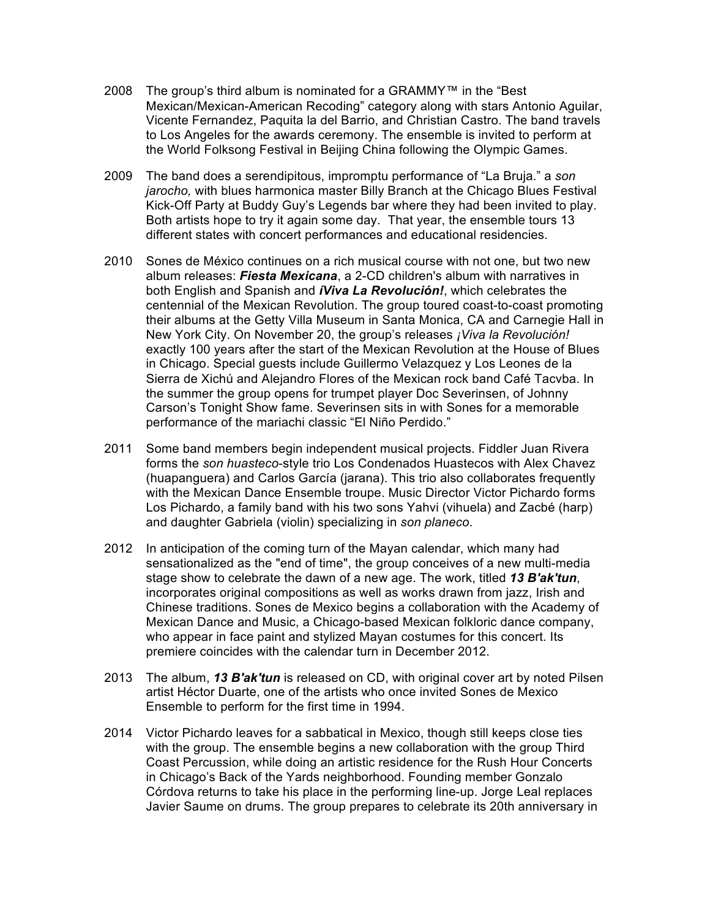2008 The group's third album is nominated for a GRAMMY™ in the "Best Mexican/Mexican-American Recoding" category along with stars Antonio Aguilar, Vicente Fernandez, Paquita la del Barrio, and Christian Castro. The band travels to Los Angeles for the awards ceremony. The ensemble is invited to perform at the World Folksong Festival in Beijing China following the Olympic Games.

2009 The band does a serendipitous, impromptu performance of "La Bruja." a *son jarocho,* with blues harmonica master Billy Branch at the Chicago Blues Festival Kick-Off Party at Buddy Guy's Legends bar where they had been invited to play. Both artists hope to try it again some day. That year, the ensemble tours 13 different states with concert performances and educational residencies.

2010 Sones de México continues on a rich musical course with not one, but two new album releases: ***Fiesta Mexicana***, a 2-CD children's album with narratives in both English and Spanish and ***íViva La Revolución!***, which celebrates the centennial of the Mexican Revolution. The group toured coast-to-coast promoting their albums at the Getty Villa Museum in Santa Monica, CA and Carnegie Hall in New York City. On November 20, the group's releases *¡Viva la Revolución!* exactly 100 years after the start of the Mexican Revolution at the House of Blues in Chicago. Special guests include Guillermo Velazquez y Los Leones de la Sierra de Xichú and Alejandro Flores of the Mexican rock band Café Tacvba. In the summer the group opens for trumpet player Doc Severinsen, of Johnny Carson's Tonight Show fame. Severinsen sits in with Sones for a memorable performance of the mariachi classic "El Niño Perdido."

2011 Some band members begin independent musical projects. Fiddler Juan Rivera forms the *son huasteco*-style trio Los Condenados Huastecos with Alex Chavez (huapanguera) and Carlos García (jarana). This trio also collaborates frequently with the Mexican Dance Ensemble troupe. Music Director Victor Pichardo forms Los Pichardo, a family band with his two sons Yahvi (vihuela) and Zacbé (harp) and daughter Gabriela (violin) specializing in *son planeco.*

2012 In anticipation of the coming turn of the Mayan calendar, which many had sensationalized as the "end of time", the group conceives of a new multi-media stage show to celebrate the dawn of a new age. The work, titled ***13 B'ak'tun***, incorporates original compositions as well as works drawn from jazz, Irish and Chinese traditions. Sones de Mexico begins a collaboration with the Academy of Mexican Dance and Music, a Chicago-based Mexican folkloric dance company, who appear in face paint and stylized Mayan costumes for this concert. Its premiere coincides with the calendar turn in December 2012.

2013 The album, ***13 B'ak'tun*** is released on CD, with original cover art by noted Pilsen artist Héctor Duarte, one of the artists who once invited Sones de Mexico Ensemble to perform for the first time in 1994.

2014 Victor Pichardo leaves for a sabbatical in Mexico, though still keeps close ties with the group. The ensemble begins a new collaboration with the group Third Coast Percussion, while doing an artistic residence for the Rush Hour Concerts in Chicago's Back of the Yards neighborhood. Founding member Gonzalo Córdova returns to take his place in the performing line-up. Jorge Leal replaces Javier Saume on drums. The group prepares to celebrate its 20th anniversary in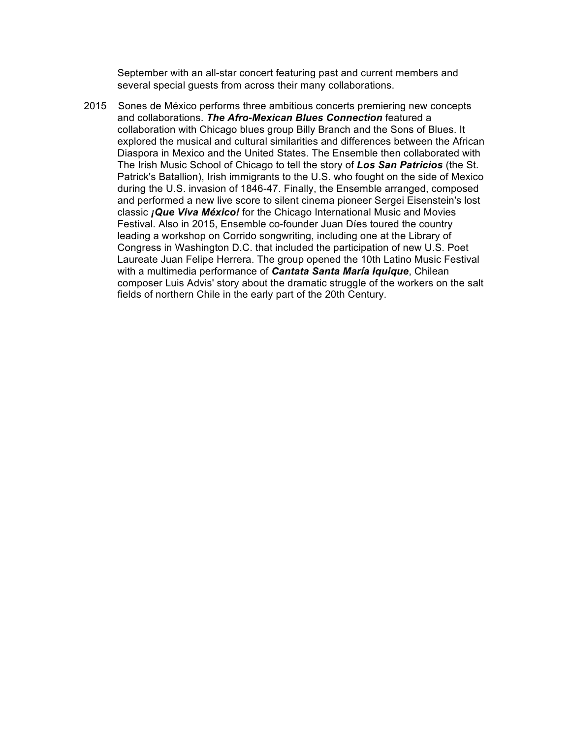September with an all-star concert featuring past and current members and several special guests from across their many collaborations.

2015 Sones de México performs three ambitious concerts premiering new concepts and collaborations. ***The Afro-Mexican Blues Connection*** featured a collaboration with Chicago blues group Billy Branch and the Sons of Blues. It explored the musical and cultural similarities and differences between the African Diaspora in Mexico and the United States. The Ensemble then collaborated with The Irish Music School of Chicago to tell the story of ***Los San Patricios*** (the St. Patrick's Batallion), Irish immigrants to the U.S. who fought on the side of Mexico during the U.S. invasion of 1846-47. Finally, the Ensemble arranged, composed and performed a new live score to silent cinema pioneer Sergei Eisenstein's lost classic ***¡Que Viva México!*** for the Chicago International Music and Movies Festival. Also in 2015, Ensemble co-founder Juan Díes toured the country leading a workshop on Corrido songwriting, including one at the Library of Congress in Washington D.C. that included the participation of new U.S. Poet Laureate Juan Felipe Herrera. The group opened the 10th Latino Music Festival with a multimedia performance of ***Cantata Santa María Iquique***, Chilean composer Luis Advis' story about the dramatic struggle of the workers on the salt fields of northern Chile in the early part of the 20th Century.